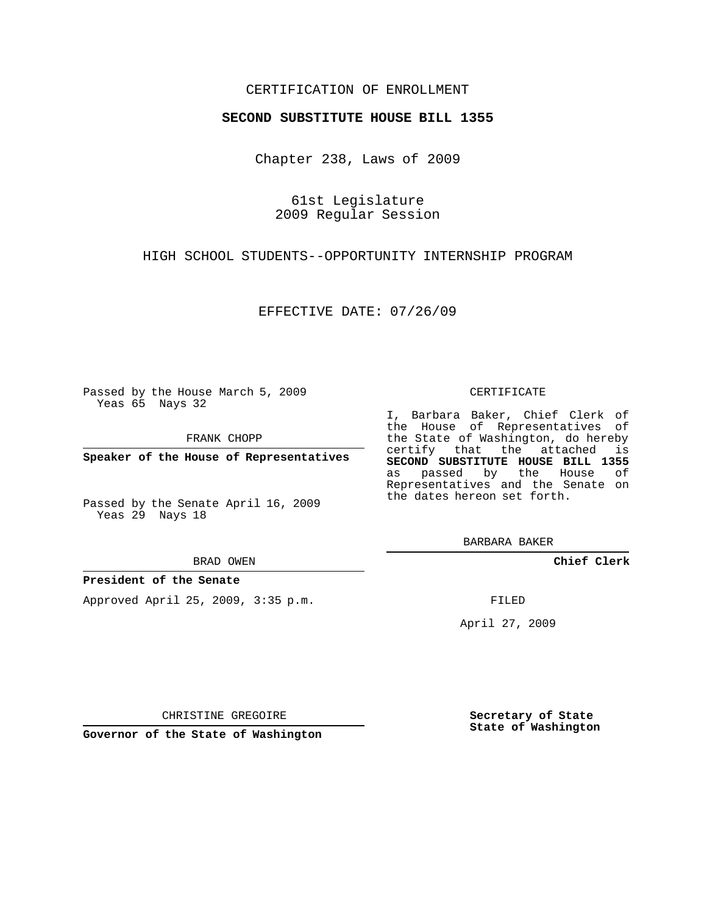CERTIFICATION OF ENROLLMENT

**SECOND SUBSTITUTE HOUSE BILL 1355**

Chapter 238, Laws of 2009

61st Legislature
2009 Regular Session

HIGH SCHOOL STUDENTS--OPPORTUNITY INTERNSHIP PROGRAM

EFFECTIVE DATE: 07/26/09

Passed by the House March 5, 2009
Yeas 65 Nays 32

FRANK CHOPP

**Speaker of the House of Representatives**

Passed by the Senate April 16, 2009
Yeas 29 Nays 18

BRAD OWEN

**President of the Senate**

Approved April 25, 2009, 3:35 p.m.

CHRISTINE GREGOIRE

**Governor of the State of Washington**

CERTIFICATE

I, Barbara Baker, Chief Clerk of the House of Representatives of the State of Washington, do hereby certify that the attached is **SECOND SUBSTITUTE HOUSE BILL 1355** as passed by the House of Representatives and the Senate on the dates hereon set forth.

BARBARA BAKER

**Chief Clerk**

FILED

April 27, 2009

**Secretary of State**
**State of Washington**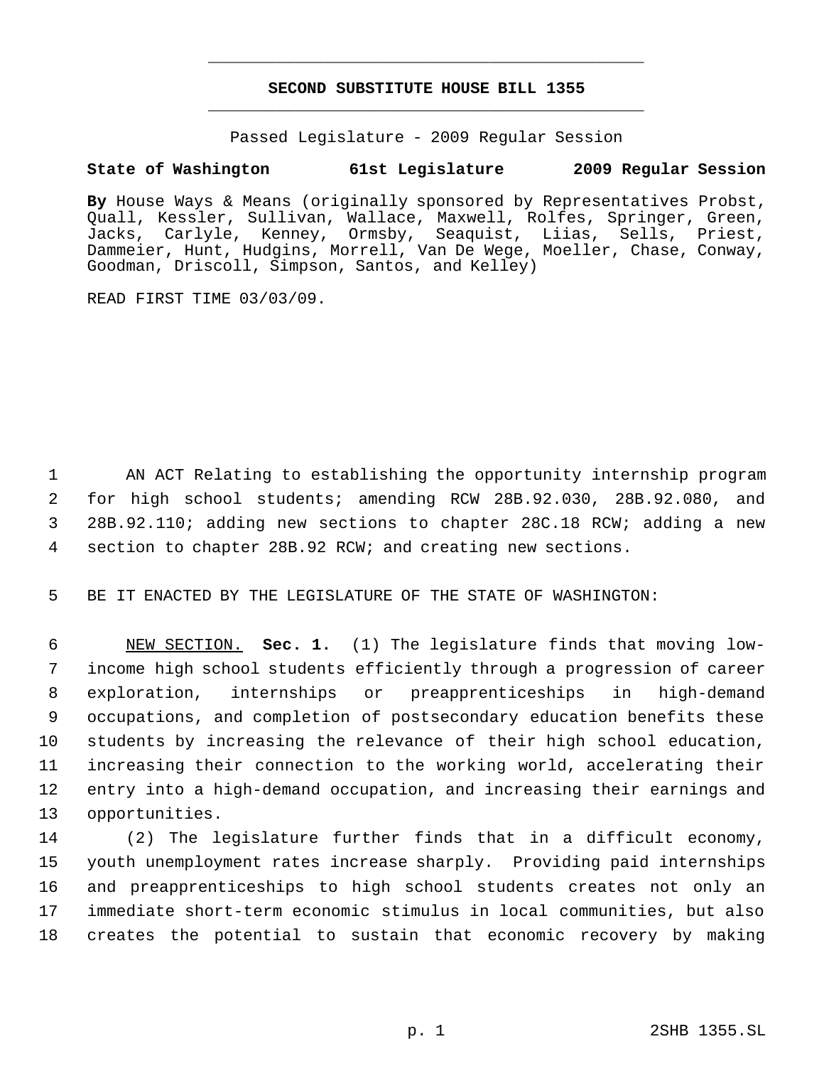# SECOND SUBSTITUTE HOUSE BILL 1355

Passed Legislature - 2009 Regular Session

**State of Washington 61st Legislature 2009 Regular Session**

**By** House Ways & Means (originally sponsored by Representatives Probst, Quall, Kessler, Sullivan, Wallace, Maxwell, Rolfes, Springer, Green, Jacks, Carlyle, Kenney, Ormsby, Seaquist, Liias, Sells, Priest, Dammeier, Hunt, Hudgins, Morrell, Van De Wege, Moeller, Chase, Conway, Goodman, Driscoll, Simpson, Santos, and Kelley)

READ FIRST TIME 03/03/09.

AN ACT Relating to establishing the opportunity internship program for high school students; amending RCW 28B.92.030, 28B.92.080, and 28B.92.110; adding new sections to chapter 28C.18 RCW; adding a new section to chapter 28B.92 RCW; and creating new sections.

BE IT ENACTED BY THE LEGISLATURE OF THE STATE OF WASHINGTON:

NEW SECTION. **Sec. 1.** (1) The legislature finds that moving low-income high school students efficiently through a progression of career exploration, internships or preapprenticeships in high-demand occupations, and completion of postsecondary education benefits these students by increasing the relevance of their high school education, increasing their connection to the working world, accelerating their entry into a high-demand occupation, and increasing their earnings and opportunities.

(2) The legislature further finds that in a difficult economy, youth unemployment rates increase sharply. Providing paid internships and preapprenticeships to high school students creates not only an immediate short-term economic stimulus in local communities, but also creates the potential to sustain that economic recovery by making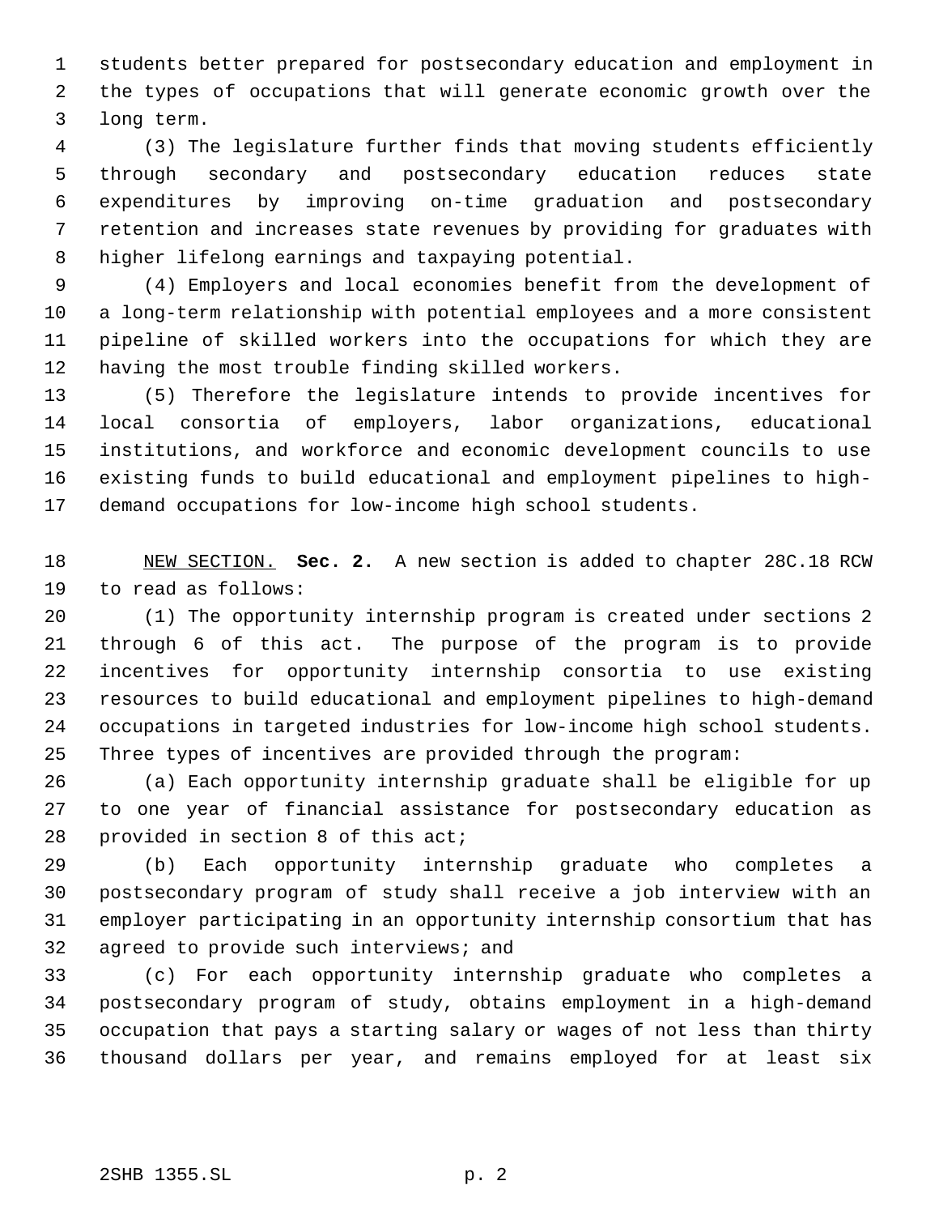students better prepared for postsecondary education and employment in the types of occupations that will generate economic growth over the long term.

(3) The legislature further finds that moving students efficiently through secondary and postsecondary education reduces state expenditures by improving on-time graduation and postsecondary retention and increases state revenues by providing for graduates with higher lifelong earnings and taxpaying potential.

(4) Employers and local economies benefit from the development of a long-term relationship with potential employees and a more consistent pipeline of skilled workers into the occupations for which they are having the most trouble finding skilled workers.

(5) Therefore the legislature intends to provide incentives for local consortia of employers, labor organizations, educational institutions, and workforce and economic development councils to use existing funds to build educational and employment pipelines to high-demand occupations for low-income high school students.

NEW SECTION. **Sec. 2.** A new section is added to chapter 28C.18 RCW to read as follows:

(1) The opportunity internship program is created under sections 2 through 6 of this act. The purpose of the program is to provide incentives for opportunity internship consortia to use existing resources to build educational and employment pipelines to high-demand occupations in targeted industries for low-income high school students. Three types of incentives are provided through the program:

(a) Each opportunity internship graduate shall be eligible for up to one year of financial assistance for postsecondary education as provided in section 8 of this act;

(b) Each opportunity internship graduate who completes a postsecondary program of study shall receive a job interview with an employer participating in an opportunity internship consortium that has agreed to provide such interviews; and

(c) For each opportunity internship graduate who completes a postsecondary program of study, obtains employment in a high-demand occupation that pays a starting salary or wages of not less than thirty thousand dollars per year, and remains employed for at least six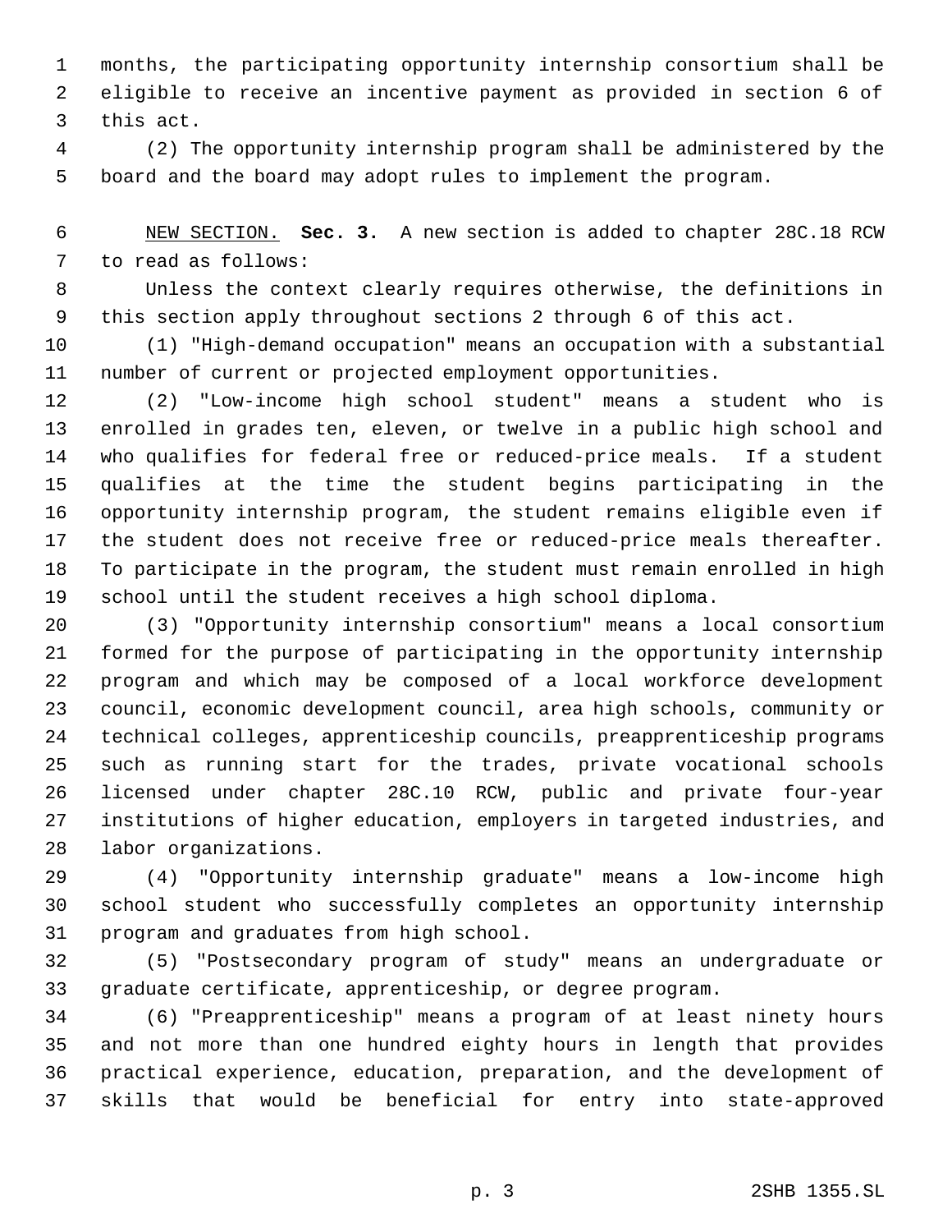months, the participating opportunity internship consortium shall be eligible to receive an incentive payment as provided in section 6 of this act.

(2) The opportunity internship program shall be administered by the board and the board may adopt rules to implement the program.

NEW SECTION. **Sec. 3.** A new section is added to chapter 28C.18 RCW to read as follows:

Unless the context clearly requires otherwise, the definitions in this section apply throughout sections 2 through 6 of this act.

(1) "High-demand occupation" means an occupation with a substantial number of current or projected employment opportunities.

(2) "Low-income high school student" means a student who is enrolled in grades ten, eleven, or twelve in a public high school and who qualifies for federal free or reduced-price meals. If a student qualifies at the time the student begins participating in the opportunity internship program, the student remains eligible even if the student does not receive free or reduced-price meals thereafter. To participate in the program, the student must remain enrolled in high school until the student receives a high school diploma.

(3) "Opportunity internship consortium" means a local consortium formed for the purpose of participating in the opportunity internship program and which may be composed of a local workforce development council, economic development council, area high schools, community or technical colleges, apprenticeship councils, preapprenticeship programs such as running start for the trades, private vocational schools licensed under chapter 28C.10 RCW, public and private four-year institutions of higher education, employers in targeted industries, and labor organizations.

(4) "Opportunity internship graduate" means a low-income high school student who successfully completes an opportunity internship program and graduates from high school.

(5) "Postsecondary program of study" means an undergraduate or graduate certificate, apprenticeship, or degree program.

(6) "Preapprenticeship" means a program of at least ninety hours and not more than one hundred eighty hours in length that provides practical experience, education, preparation, and the development of skills that would be beneficial for entry into state-approved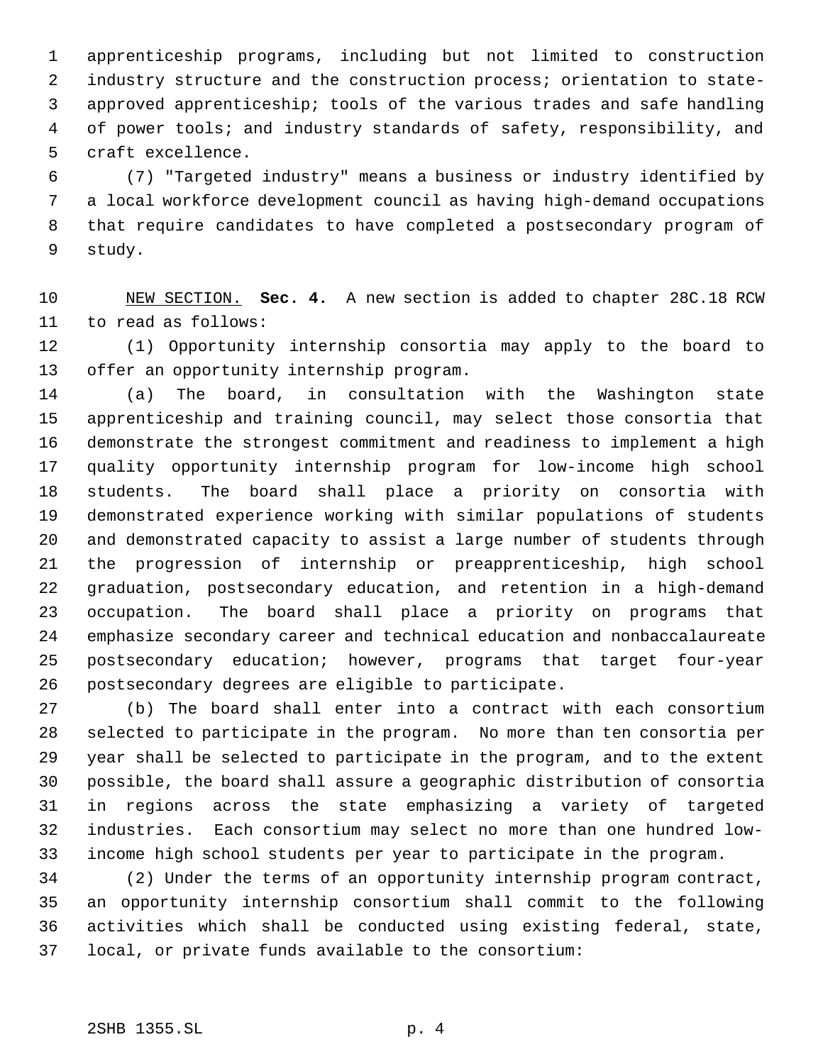apprenticeship programs, including but not limited to construction industry structure and the construction process; orientation to state-approved apprenticeship; tools of the various trades and safe handling of power tools; and industry standards of safety, responsibility, and craft excellence.

(7) "Targeted industry" means a business or industry identified by a local workforce development council as having high-demand occupations that require candidates to have completed a postsecondary program of study.

NEW SECTION. **Sec. 4.** A new section is added to chapter 28C.18 RCW to read as follows:

(1) Opportunity internship consortia may apply to the board to offer an opportunity internship program.

(a) The board, in consultation with the Washington state apprenticeship and training council, may select those consortia that demonstrate the strongest commitment and readiness to implement a high quality opportunity internship program for low-income high school students. The board shall place a priority on consortia with demonstrated experience working with similar populations of students and demonstrated capacity to assist a large number of students through the progression of internship or preapprenticeship, high school graduation, postsecondary education, and retention in a high-demand occupation. The board shall place a priority on programs that emphasize secondary career and technical education and nonbaccalaureate postsecondary education; however, programs that target four-year postsecondary degrees are eligible to participate.

(b) The board shall enter into a contract with each consortium selected to participate in the program. No more than ten consortia per year shall be selected to participate in the program, and to the extent possible, the board shall assure a geographic distribution of consortia in regions across the state emphasizing a variety of targeted industries. Each consortium may select no more than one hundred low-income high school students per year to participate in the program.

(2) Under the terms of an opportunity internship program contract, an opportunity internship consortium shall commit to the following activities which shall be conducted using existing federal, state, local, or private funds available to the consortium: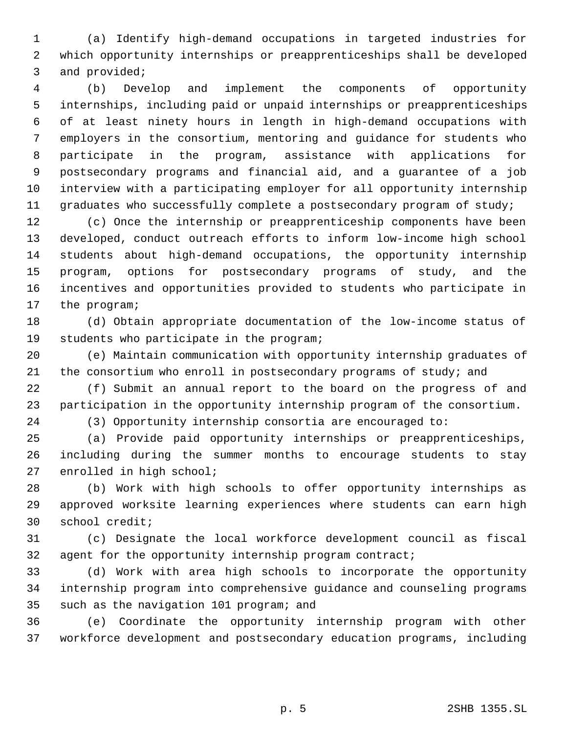(a) Identify high-demand occupations in targeted industries for which opportunity internships or preapprenticeships shall be developed and provided;

(b) Develop and implement the components of opportunity internships, including paid or unpaid internships or preapprenticeships of at least ninety hours in length in high-demand occupations with employers in the consortium, mentoring and guidance for students who participate in the program, assistance with applications for postsecondary programs and financial aid, and a guarantee of a job interview with a participating employer for all opportunity internship graduates who successfully complete a postsecondary program of study;

(c) Once the internship or preapprenticeship components have been developed, conduct outreach efforts to inform low-income high school students about high-demand occupations, the opportunity internship program, options for postsecondary programs of study, and the incentives and opportunities provided to students who participate in the program;

(d) Obtain appropriate documentation of the low-income status of students who participate in the program;

(e) Maintain communication with opportunity internship graduates of the consortium who enroll in postsecondary programs of study; and

(f) Submit an annual report to the board on the progress of and participation in the opportunity internship program of the consortium.

(3) Opportunity internship consortia are encouraged to:

(a) Provide paid opportunity internships or preapprenticeships, including during the summer months to encourage students to stay enrolled in high school;

(b) Work with high schools to offer opportunity internships as approved worksite learning experiences where students can earn high school credit;

(c) Designate the local workforce development council as fiscal agent for the opportunity internship program contract;

(d) Work with area high schools to incorporate the opportunity internship program into comprehensive guidance and counseling programs such as the navigation 101 program; and

(e) Coordinate the opportunity internship program with other workforce development and postsecondary education programs, including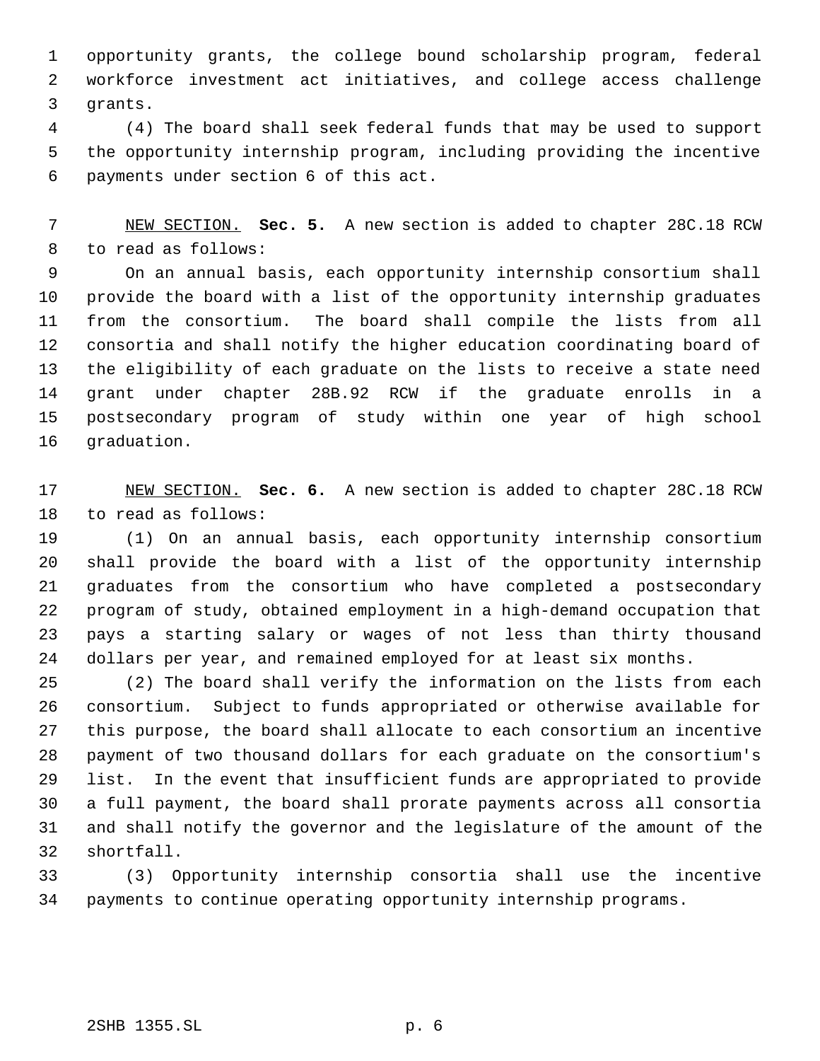opportunity grants, the college bound scholarship program, federal workforce investment act initiatives, and college access challenge grants.

(4) The board shall seek federal funds that may be used to support the opportunity internship program, including providing the incentive payments under section 6 of this act.

NEW SECTION. **Sec. 5.** A new section is added to chapter 28C.18 RCW to read as follows:

On an annual basis, each opportunity internship consortium shall provide the board with a list of the opportunity internship graduates from the consortium. The board shall compile the lists from all consortia and shall notify the higher education coordinating board of the eligibility of each graduate on the lists to receive a state need grant under chapter 28B.92 RCW if the graduate enrolls in a postsecondary program of study within one year of high school graduation.

NEW SECTION. **Sec. 6.** A new section is added to chapter 28C.18 RCW to read as follows:

(1) On an annual basis, each opportunity internship consortium shall provide the board with a list of the opportunity internship graduates from the consortium who have completed a postsecondary program of study, obtained employment in a high-demand occupation that pays a starting salary or wages of not less than thirty thousand dollars per year, and remained employed for at least six months.

(2) The board shall verify the information on the lists from each consortium. Subject to funds appropriated or otherwise available for this purpose, the board shall allocate to each consortium an incentive payment of two thousand dollars for each graduate on the consortium's list. In the event that insufficient funds are appropriated to provide a full payment, the board shall prorate payments across all consortia and shall notify the governor and the legislature of the amount of the shortfall.

(3) Opportunity internship consortia shall use the incentive payments to continue operating opportunity internship programs.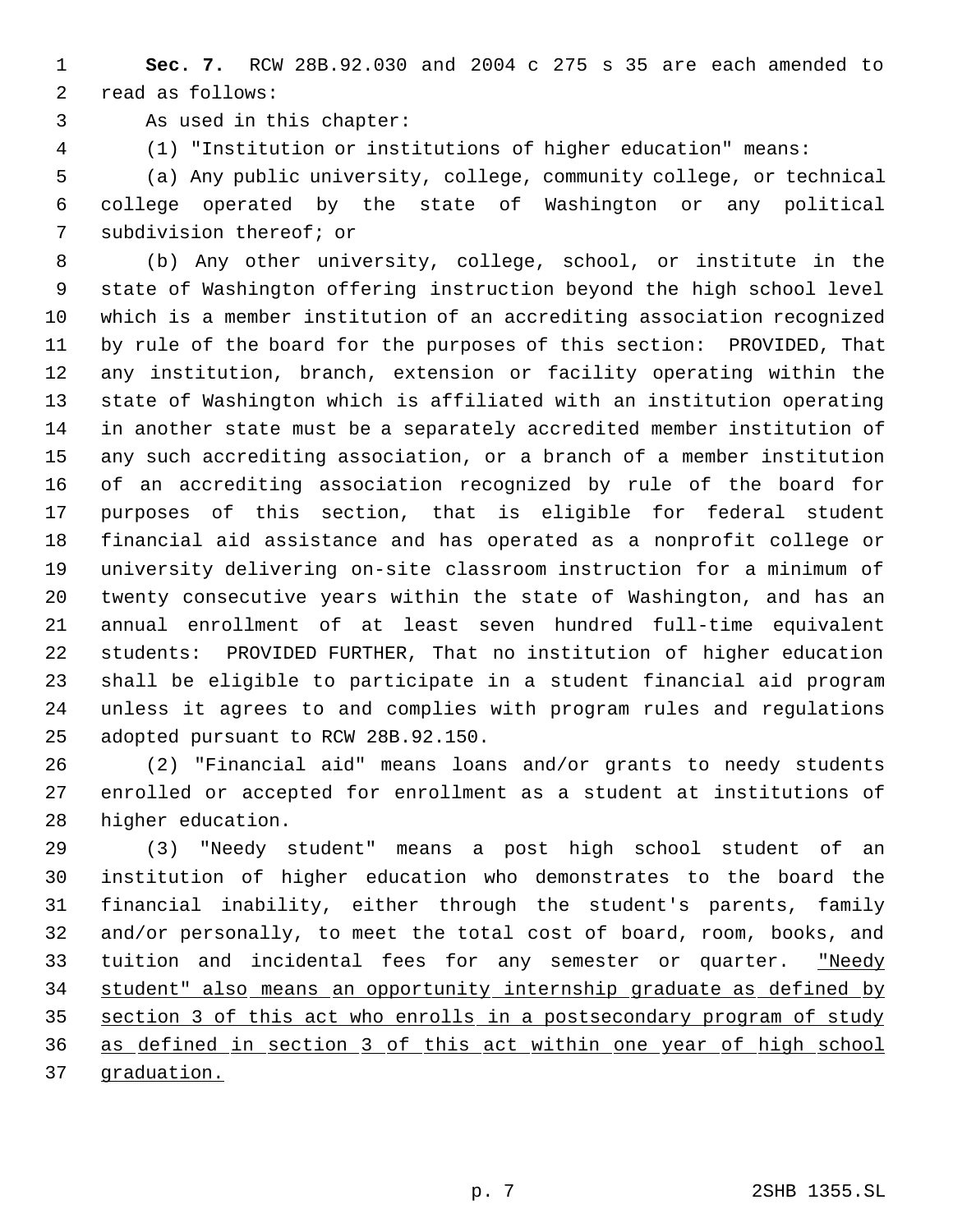**Sec. 7.** RCW 28B.92.030 and 2004 c 275 s 35 are each amended to read as follows:

As used in this chapter:

(1) "Institution or institutions of higher education" means:

(a) Any public university, college, community college, or technical college operated by the state of Washington or any political subdivision thereof; or

(b) Any other university, college, school, or institute in the state of Washington offering instruction beyond the high school level which is a member institution of an accrediting association recognized by rule of the board for the purposes of this section: PROVIDED, That any institution, branch, extension or facility operating within the state of Washington which is affiliated with an institution operating in another state must be a separately accredited member institution of any such accrediting association, or a branch of a member institution of an accrediting association recognized by rule of the board for purposes of this section, that is eligible for federal student financial aid assistance and has operated as a nonprofit college or university delivering on-site classroom instruction for a minimum of twenty consecutive years within the state of Washington, and has an annual enrollment of at least seven hundred full-time equivalent students: PROVIDED FURTHER, That no institution of higher education shall be eligible to participate in a student financial aid program unless it agrees to and complies with program rules and regulations adopted pursuant to RCW 28B.92.150.

(2) "Financial aid" means loans and/or grants to needy students enrolled or accepted for enrollment as a student at institutions of higher education.

(3) "Needy student" means a post high school student of an institution of higher education who demonstrates to the board the financial inability, either through the student's parents, family and/or personally, to meet the total cost of board, room, books, and tuition and incidental fees for any semester or quarter. "Needy student" also means an opportunity internship graduate as defined by section 3 of this act who enrolls in a postsecondary program of study as defined in section 3 of this act within one year of high school graduation.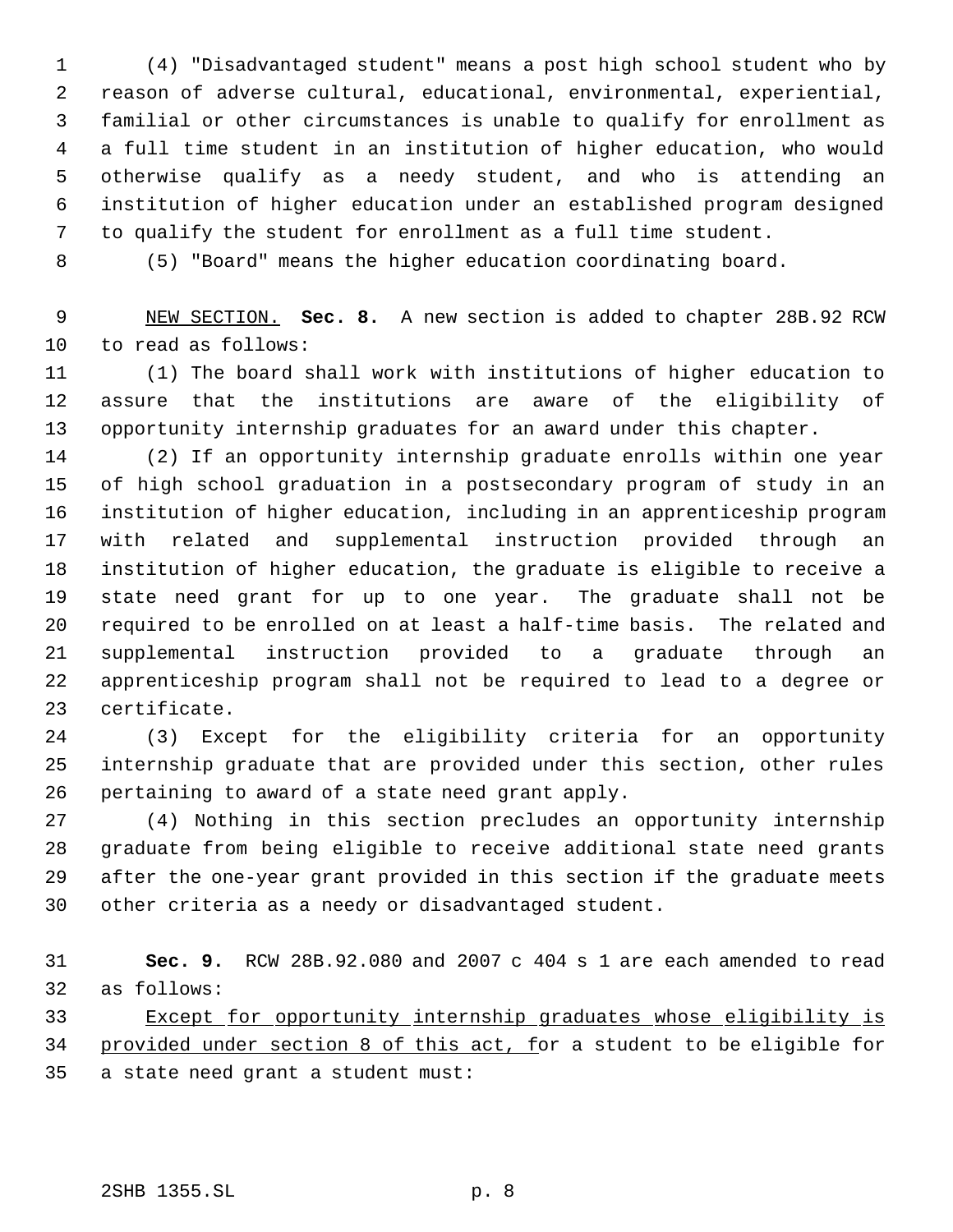(4) "Disadvantaged student" means a post high school student who by reason of adverse cultural, educational, environmental, experiential, familial or other circumstances is unable to qualify for enrollment as a full time student in an institution of higher education, who would otherwise qualify as a needy student, and who is attending an institution of higher education under an established program designed to qualify the student for enrollment as a full time student.

(5) "Board" means the higher education coordinating board.

<u>NEW SECTION.</u> **Sec. 8.** A new section is added to chapter 28B.92 RCW to read as follows:

(1) The board shall work with institutions of higher education to assure that the institutions are aware of the eligibility of opportunity internship graduates for an award under this chapter.

(2) If an opportunity internship graduate enrolls within one year of high school graduation in a postsecondary program of study in an institution of higher education, including in an apprenticeship program with related and supplemental instruction provided through an institution of higher education, the graduate is eligible to receive a state need grant for up to one year. The graduate shall not be required to be enrolled on at least a half-time basis. The related and supplemental instruction provided to a graduate through an apprenticeship program shall not be required to lead to a degree or certificate.

(3) Except for the eligibility criteria for an opportunity internship graduate that are provided under this section, other rules pertaining to award of a state need grant apply.

(4) Nothing in this section precludes an opportunity internship graduate from being eligible to receive additional state need grants after the one-year grant provided in this section if the graduate meets other criteria as a needy or disadvantaged student.

**Sec. 9.** RCW 28B.92.080 and 2007 c 404 s 1 are each amended to read as follows:

<u>Except for opportunity internship graduates whose eligibility is provided under section 8 of this act, f</u>or a student to be eligible for a state need grant a student must: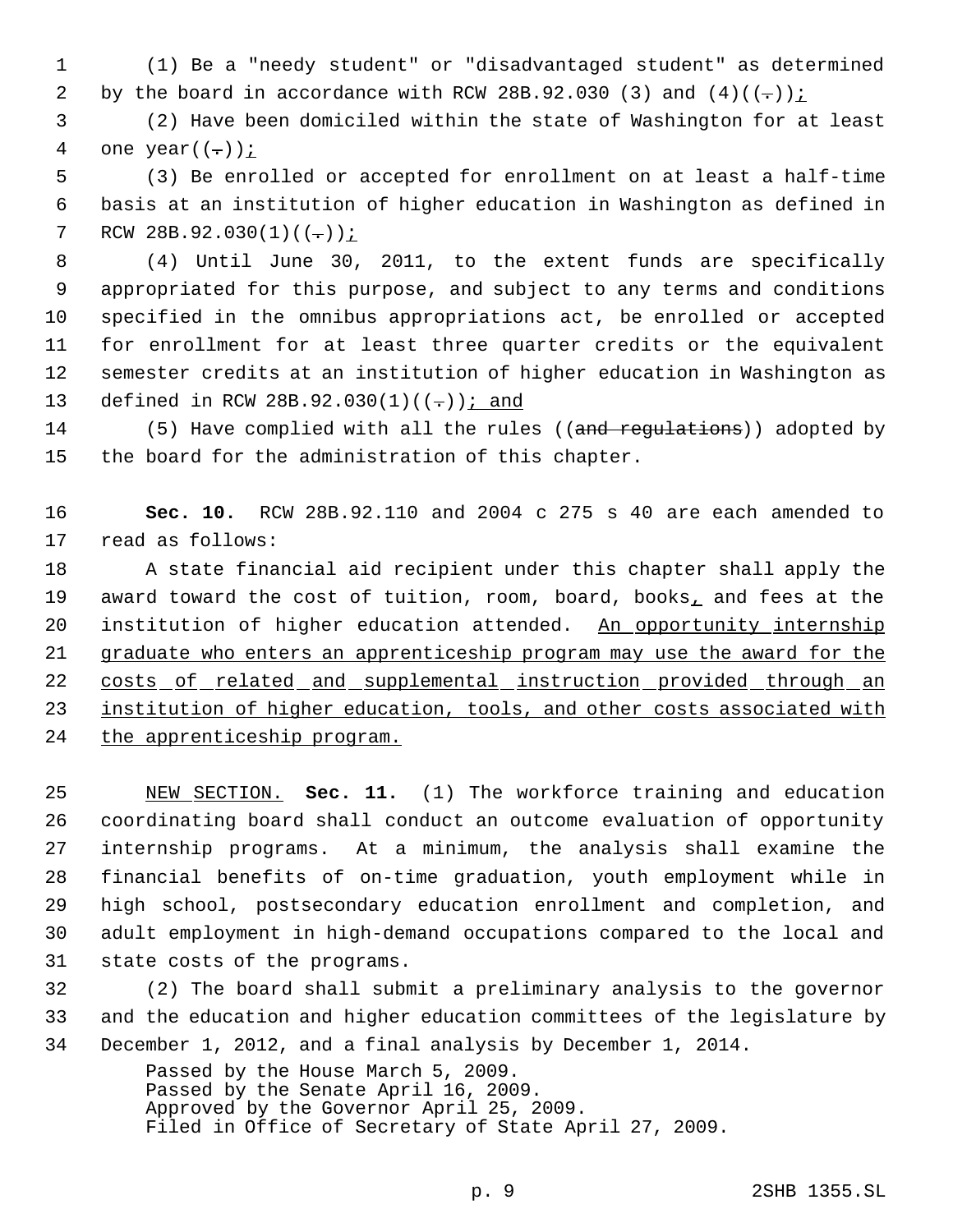(1) Be a "needy student" or "disadvantaged student" as determined by the board in accordance with RCW 28B.92.030 (3) and (4)((.));

(2) Have been domiciled within the state of Washington for at least one year((.));

(3) Be enrolled or accepted for enrollment on at least a half-time basis at an institution of higher education in Washington as defined in RCW 28B.92.030(1)((.));

(4) Until June 30, 2011, to the extent funds are specifically appropriated for this purpose, and subject to any terms and conditions specified in the omnibus appropriations act, be enrolled or accepted for enrollment for at least three quarter credits or the equivalent semester credits at an institution of higher education in Washington as defined in RCW 28B.92.030(1)((.)); and

(5) Have complied with all the rules ((and regulations)) adopted by the board for the administration of this chapter.

**Sec. 10.** RCW 28B.92.110 and 2004 c 275 s 40 are each amended to read as follows:

A state financial aid recipient under this chapter shall apply the award toward the cost of tuition, room, board, books, and fees at the institution of higher education attended. An opportunity internship graduate who enters an apprenticeship program may use the award for the costs of related and supplemental instruction provided through an institution of higher education, tools, and other costs associated with the apprenticeship program.

NEW SECTION. **Sec. 11.** (1) The workforce training and education coordinating board shall conduct an outcome evaluation of opportunity internship programs. At a minimum, the analysis shall examine the financial benefits of on-time graduation, youth employment while in high school, postsecondary education enrollment and completion, and adult employment in high-demand occupations compared to the local and state costs of the programs.

(2) The board shall submit a preliminary analysis to the governor and the education and higher education committees of the legislature by December 1, 2012, and a final analysis by December 1, 2014.

Passed by the House March 5, 2009.
Passed by the Senate April 16, 2009.
Approved by the Governor April 25, 2009.
Filed in Office of Secretary of State April 27, 2009.